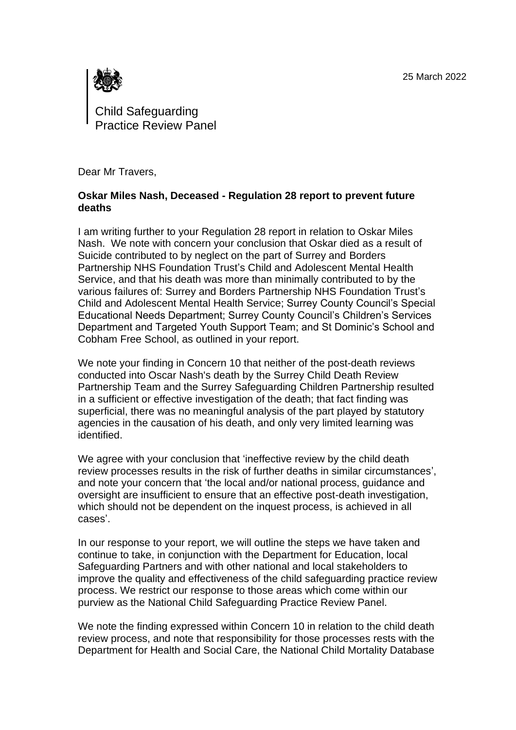25 March 2022

Child Safeguarding
Practice Review Panel

Dear Mr Travers,

**Oskar Miles Nash, Deceased - Regulation 28 report to prevent future deaths**

I am writing further to your Regulation 28 report in relation to Oskar Miles Nash. We note with concern your conclusion that Oskar died as a result of Suicide contributed to by neglect on the part of Surrey and Borders Partnership NHS Foundation Trust's Child and Adolescent Mental Health Service, and that his death was more than minimally contributed to by the various failures of: Surrey and Borders Partnership NHS Foundation Trust's Child and Adolescent Mental Health Service; Surrey County Council's Special Educational Needs Department; Surrey County Council's Children's Services Department and Targeted Youth Support Team; and St Dominic's School and Cobham Free School, as outlined in your report.

We note your finding in Concern 10 that neither of the post-death reviews conducted into Oscar Nash's death by the Surrey Child Death Review Partnership Team and the Surrey Safeguarding Children Partnership resulted in a sufficient or effective investigation of the death; that fact finding was superficial, there was no meaningful analysis of the part played by statutory agencies in the causation of his death, and only very limited learning was identified.

We agree with your conclusion that 'ineffective review by the child death review processes results in the risk of further deaths in similar circumstances', and note your concern that 'the local and/or national process, guidance and oversight are insufficient to ensure that an effective post-death investigation, which should not be dependent on the inquest process, is achieved in all cases'.

In our response to your report, we will outline the steps we have taken and continue to take, in conjunction with the Department for Education, local Safeguarding Partners and with other national and local stakeholders to improve the quality and effectiveness of the child safeguarding practice review process. We restrict our response to those areas which come within our purview as the National Child Safeguarding Practice Review Panel.

We note the finding expressed within Concern 10 in relation to the child death review process, and note that responsibility for those processes rests with the Department for Health and Social Care, the National Child Mortality Database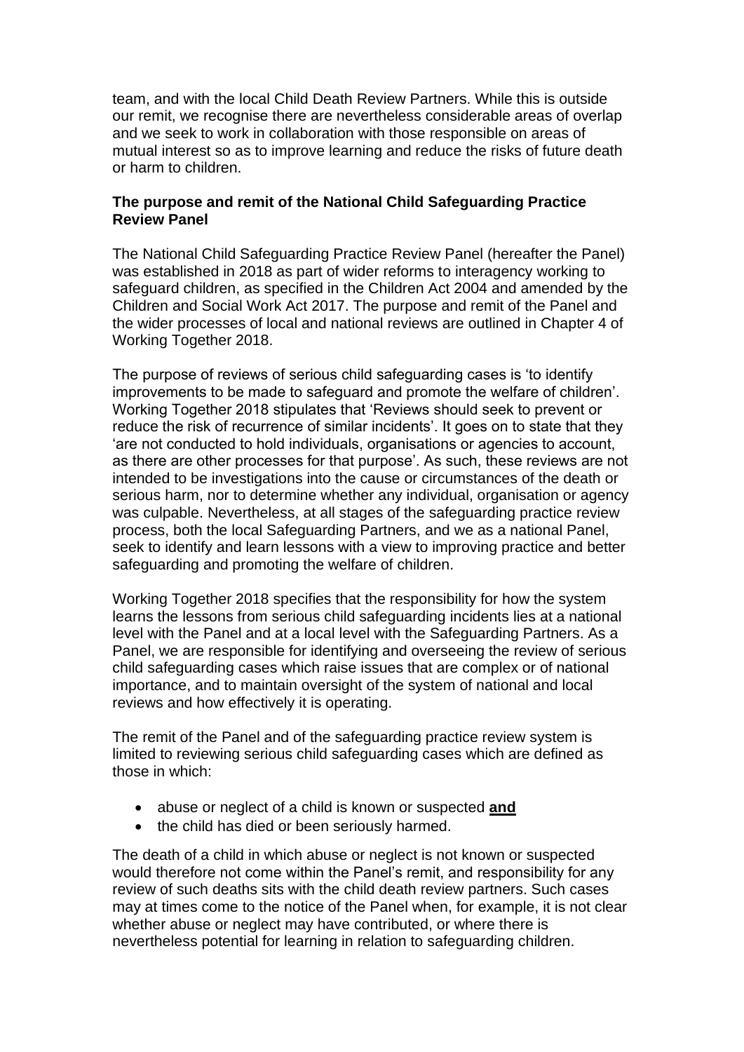team, and with the local Child Death Review Partners. While this is outside our remit, we recognise there are nevertheless considerable areas of overlap and we seek to work in collaboration with those responsible on areas of mutual interest so as to improve learning and reduce the risks of future death or harm to children.

**The purpose and remit of the National Child Safeguarding Practice Review Panel**

The National Child Safeguarding Practice Review Panel (hereafter the Panel) was established in 2018 as part of wider reforms to interagency working to safeguard children, as specified in the Children Act 2004 and amended by the Children and Social Work Act 2017. The purpose and remit of the Panel and the wider processes of local and national reviews are outlined in Chapter 4 of Working Together 2018.

The purpose of reviews of serious child safeguarding cases is 'to identify improvements to be made to safeguard and promote the welfare of children'. Working Together 2018 stipulates that 'Reviews should seek to prevent or reduce the risk of recurrence of similar incidents'. It goes on to state that they 'are not conducted to hold individuals, organisations or agencies to account, as there are other processes for that purpose'. As such, these reviews are not intended to be investigations into the cause or circumstances of the death or serious harm, nor to determine whether any individual, organisation or agency was culpable. Nevertheless, at all stages of the safeguarding practice review process, both the local Safeguarding Partners, and we as a national Panel, seek to identify and learn lessons with a view to improving practice and better safeguarding and promoting the welfare of children.

Working Together 2018 specifies that the responsibility for how the system learns the lessons from serious child safeguarding incidents lies at a national level with the Panel and at a local level with the Safeguarding Partners. As a Panel, we are responsible for identifying and overseeing the review of serious child safeguarding cases which raise issues that are complex or of national importance, and to maintain oversight of the system of national and local reviews and how effectively it is operating.

The remit of the Panel and of the safeguarding practice review system is limited to reviewing serious child safeguarding cases which are defined as those in which:

- abuse or neglect of a child is known or suspected **and**
- the child has died or been seriously harmed.

The death of a child in which abuse or neglect is not known or suspected would therefore not come within the Panel's remit, and responsibility for any review of such deaths sits with the child death review partners. Such cases may at times come to the notice of the Panel when, for example, it is not clear whether abuse or neglect may have contributed, or where there is nevertheless potential for learning in relation to safeguarding children.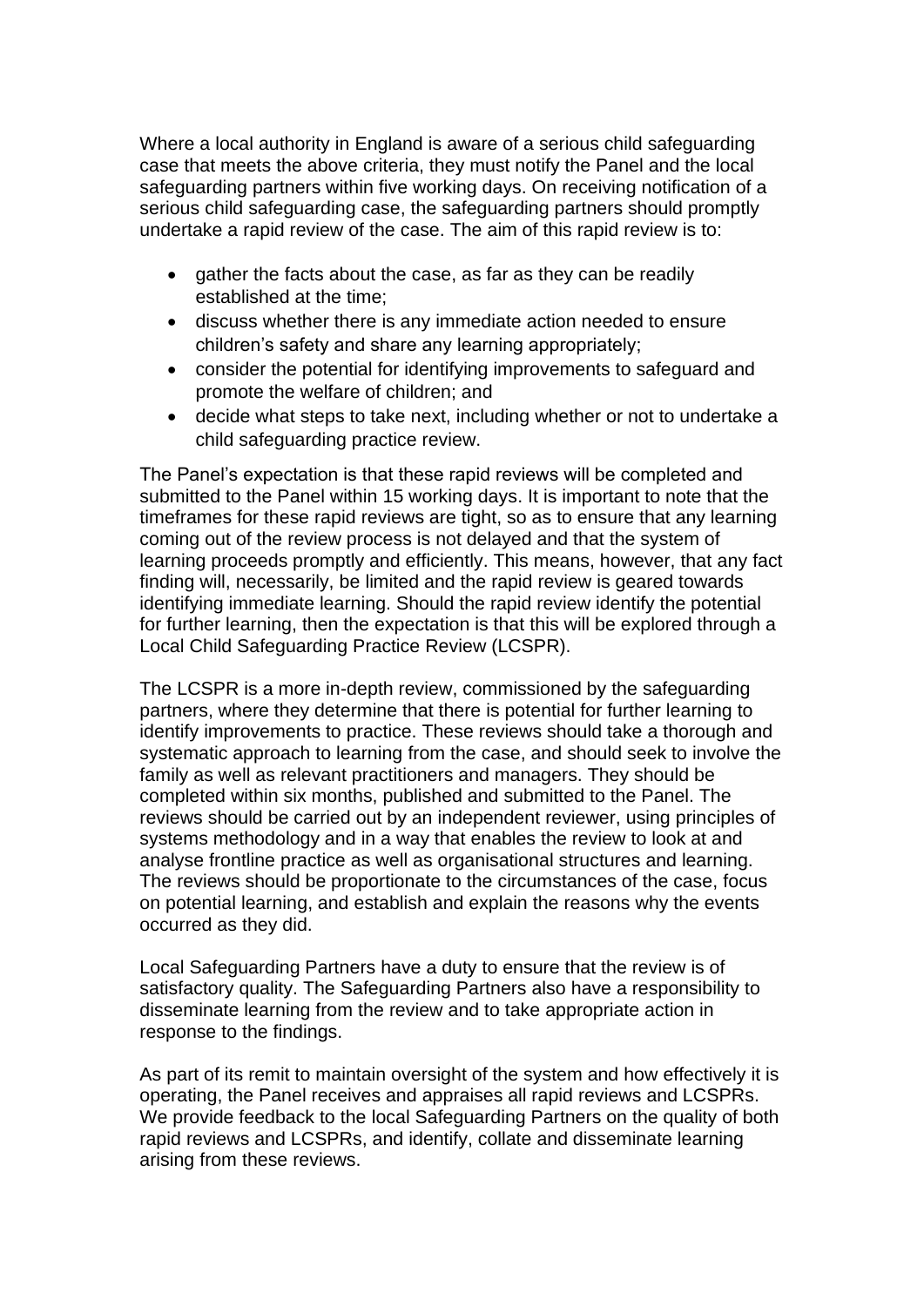Where a local authority in England is aware of a serious child safeguarding case that meets the above criteria, they must notify the Panel and the local safeguarding partners within five working days. On receiving notification of a serious child safeguarding case, the safeguarding partners should promptly undertake a rapid review of the case. The aim of this rapid review is to:

- gather the facts about the case, as far as they can be readily established at the time;
- discuss whether there is any immediate action needed to ensure children's safety and share any learning appropriately;
- consider the potential for identifying improvements to safeguard and promote the welfare of children; and
- decide what steps to take next, including whether or not to undertake a child safeguarding practice review.

The Panel's expectation is that these rapid reviews will be completed and submitted to the Panel within 15 working days. It is important to note that the timeframes for these rapid reviews are tight, so as to ensure that any learning coming out of the review process is not delayed and that the system of learning proceeds promptly and efficiently. This means, however, that any fact finding will, necessarily, be limited and the rapid review is geared towards identifying immediate learning. Should the rapid review identify the potential for further learning, then the expectation is that this will be explored through a Local Child Safeguarding Practice Review (LCSPR).

The LCSPR is a more in-depth review, commissioned by the safeguarding partners, where they determine that there is potential for further learning to identify improvements to practice. These reviews should take a thorough and systematic approach to learning from the case, and should seek to involve the family as well as relevant practitioners and managers. They should be completed within six months, published and submitted to the Panel. The reviews should be carried out by an independent reviewer, using principles of systems methodology and in a way that enables the review to look at and analyse frontline practice as well as organisational structures and learning. The reviews should be proportionate to the circumstances of the case, focus on potential learning, and establish and explain the reasons why the events occurred as they did.

Local Safeguarding Partners have a duty to ensure that the review is of satisfactory quality. The Safeguarding Partners also have a responsibility to disseminate learning from the review and to take appropriate action in response to the findings.

As part of its remit to maintain oversight of the system and how effectively it is operating, the Panel receives and appraises all rapid reviews and LCSPRs. We provide feedback to the local Safeguarding Partners on the quality of both rapid reviews and LCSPRs, and identify, collate and disseminate learning arising from these reviews.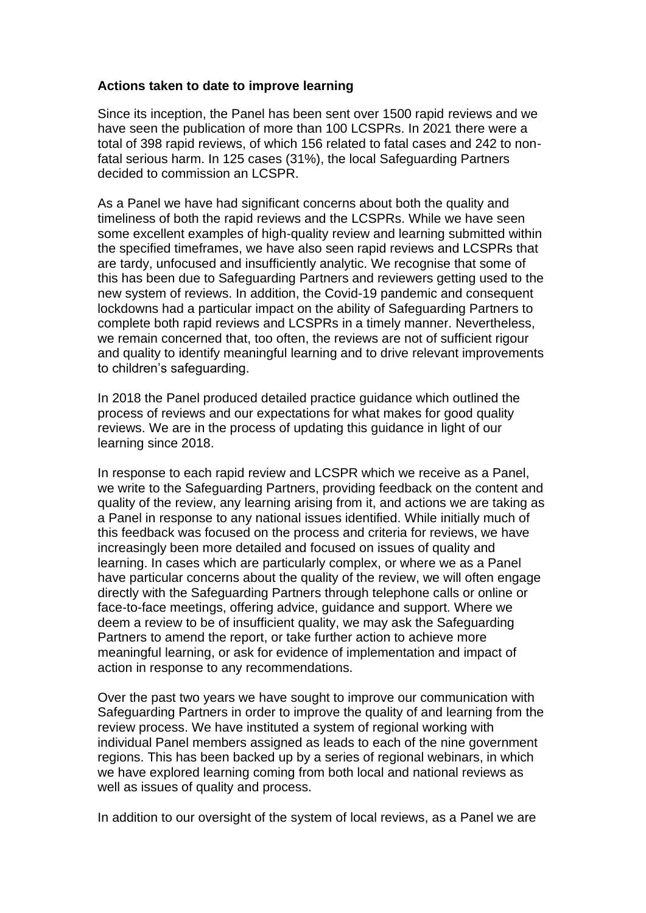**Actions taken to date to improve learning**

Since its inception, the Panel has been sent over 1500 rapid reviews and we have seen the publication of more than 100 LCSPRs. In 2021 there were a total of 398 rapid reviews, of which 156 related to fatal cases and 242 to non-fatal serious harm. In 125 cases (31%), the local Safeguarding Partners decided to commission an LCSPR.

As a Panel we have had significant concerns about both the quality and timeliness of both the rapid reviews and the LCSPRs. While we have seen some excellent examples of high-quality review and learning submitted within the specified timeframes, we have also seen rapid reviews and LCSPRs that are tardy, unfocused and insufficiently analytic. We recognise that some of this has been due to Safeguarding Partners and reviewers getting used to the new system of reviews. In addition, the Covid-19 pandemic and consequent lockdowns had a particular impact on the ability of Safeguarding Partners to complete both rapid reviews and LCSPRs in a timely manner. Nevertheless, we remain concerned that, too often, the reviews are not of sufficient rigour and quality to identify meaningful learning and to drive relevant improvements to children's safeguarding.

In 2018 the Panel produced detailed practice guidance which outlined the process of reviews and our expectations for what makes for good quality reviews. We are in the process of updating this guidance in light of our learning since 2018.

In response to each rapid review and LCSPR which we receive as a Panel, we write to the Safeguarding Partners, providing feedback on the content and quality of the review, any learning arising from it, and actions we are taking as a Panel in response to any national issues identified. While initially much of this feedback was focused on the process and criteria for reviews, we have increasingly been more detailed and focused on issues of quality and learning. In cases which are particularly complex, or where we as a Panel have particular concerns about the quality of the review, we will often engage directly with the Safeguarding Partners through telephone calls or online or face-to-face meetings, offering advice, guidance and support. Where we deem a review to be of insufficient quality, we may ask the Safeguarding Partners to amend the report, or take further action to achieve more meaningful learning, or ask for evidence of implementation and impact of action in response to any recommendations.

Over the past two years we have sought to improve our communication with Safeguarding Partners in order to improve the quality of and learning from the review process. We have instituted a system of regional working with individual Panel members assigned as leads to each of the nine government regions. This has been backed up by a series of regional webinars, in which we have explored learning coming from both local and national reviews as well as issues of quality and process.

In addition to our oversight of the system of local reviews, as a Panel we are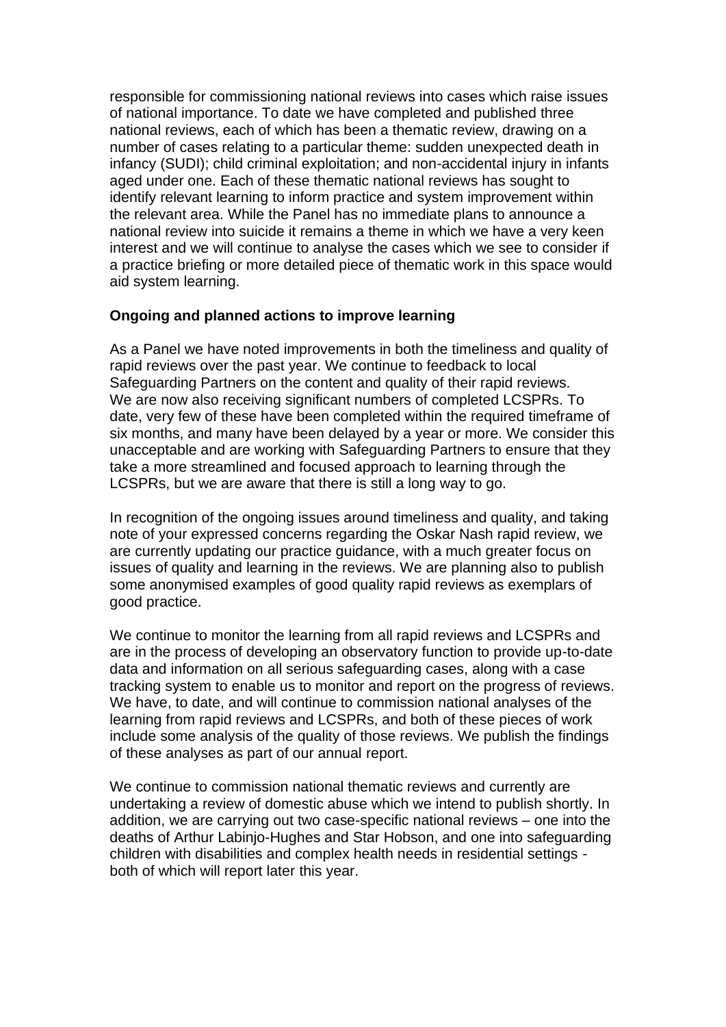responsible for commissioning national reviews into cases which raise issues of national importance. To date we have completed and published three national reviews, each of which has been a thematic review, drawing on a number of cases relating to a particular theme: sudden unexpected death in infancy (SUDI); child criminal exploitation; and non-accidental injury in infants aged under one. Each of these thematic national reviews has sought to identify relevant learning to inform practice and system improvement within the relevant area. While the Panel has no immediate plans to announce a national review into suicide it remains a theme in which we have a very keen interest and we will continue to analyse the cases which we see to consider if a practice briefing or more detailed piece of thematic work in this space would aid system learning.

**Ongoing and planned actions to improve learning**

As a Panel we have noted improvements in both the timeliness and quality of rapid reviews over the past year. We continue to feedback to local Safeguarding Partners on the content and quality of their rapid reviews. We are now also receiving significant numbers of completed LCSPRs. To date, very few of these have been completed within the required timeframe of six months, and many have been delayed by a year or more. We consider this unacceptable and are working with Safeguarding Partners to ensure that they take a more streamlined and focused approach to learning through the LCSPRs, but we are aware that there is still a long way to go.

In recognition of the ongoing issues around timeliness and quality, and taking note of your expressed concerns regarding the Oskar Nash rapid review, we are currently updating our practice guidance, with a much greater focus on issues of quality and learning in the reviews. We are planning also to publish some anonymised examples of good quality rapid reviews as exemplars of good practice.

We continue to monitor the learning from all rapid reviews and LCSPRs and are in the process of developing an observatory function to provide up-to-date data and information on all serious safeguarding cases, along with a case tracking system to enable us to monitor and report on the progress of reviews. We have, to date, and will continue to commission national analyses of the learning from rapid reviews and LCSPRs, and both of these pieces of work include some analysis of the quality of those reviews. We publish the findings of these analyses as part of our annual report.

We continue to commission national thematic reviews and currently are undertaking a review of domestic abuse which we intend to publish shortly. In addition, we are carrying out two case-specific national reviews – one into the deaths of Arthur Labinjo-Hughes and Star Hobson, and one into safeguarding children with disabilities and complex health needs in residential settings - both of which will report later this year.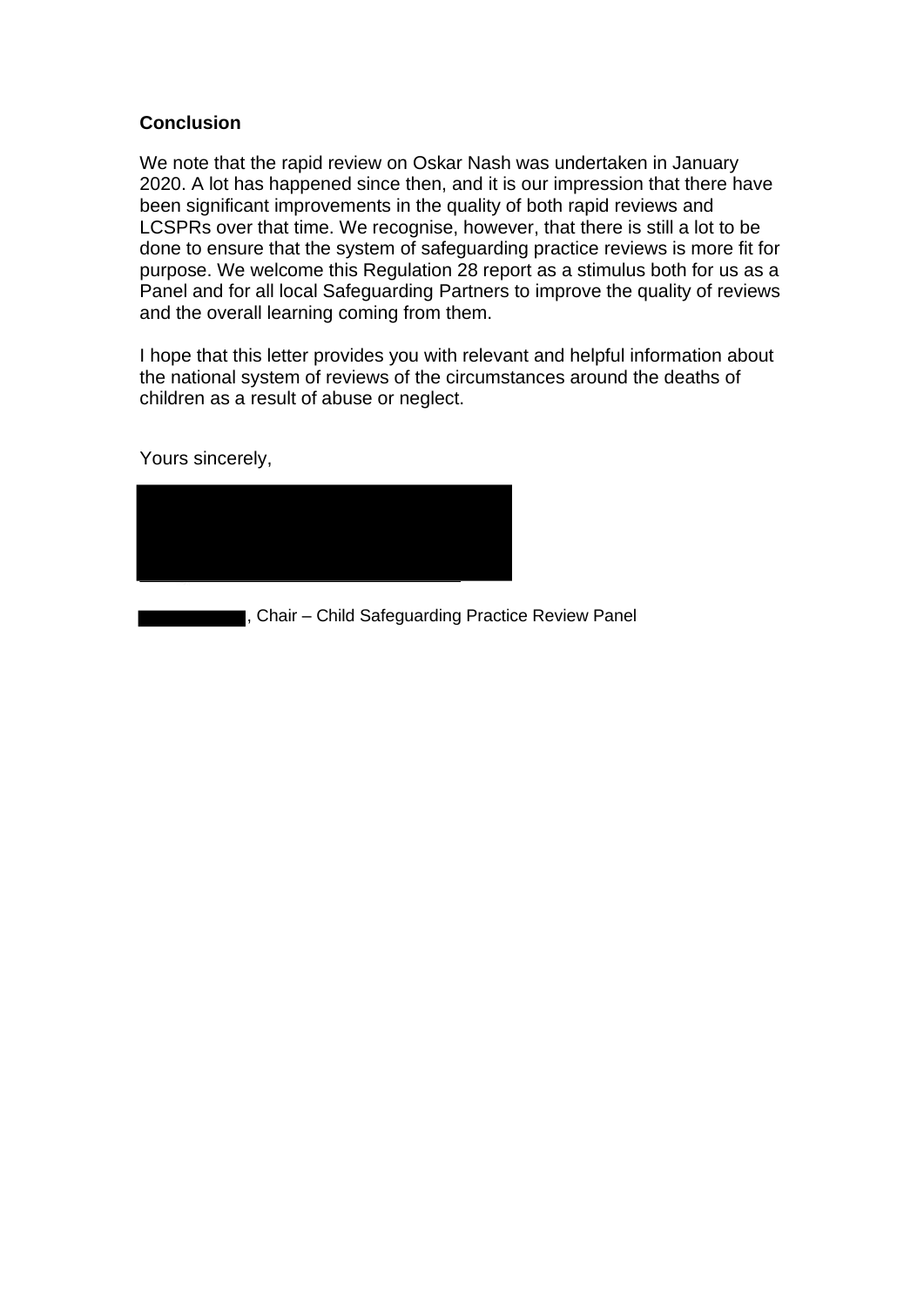**Conclusion**

We note that the rapid review on Oskar Nash was undertaken in January 2020. A lot has happened since then, and it is our impression that there have been significant improvements in the quality of both rapid reviews and LCSPRs over that time. We recognise, however, that there is still a lot to be done to ensure that the system of safeguarding practice reviews is more fit for purpose. We welcome this Regulation 28 report as a stimulus both for us as a Panel and for all local Safeguarding Partners to improve the quality of reviews and the overall learning coming from them.

I hope that this letter provides you with relevant and helpful information about the national system of reviews of the circumstances around the deaths of children as a result of abuse or neglect.

Yours sincerely,

[REDACTED], Chair – Child Safeguarding Practice Review Panel